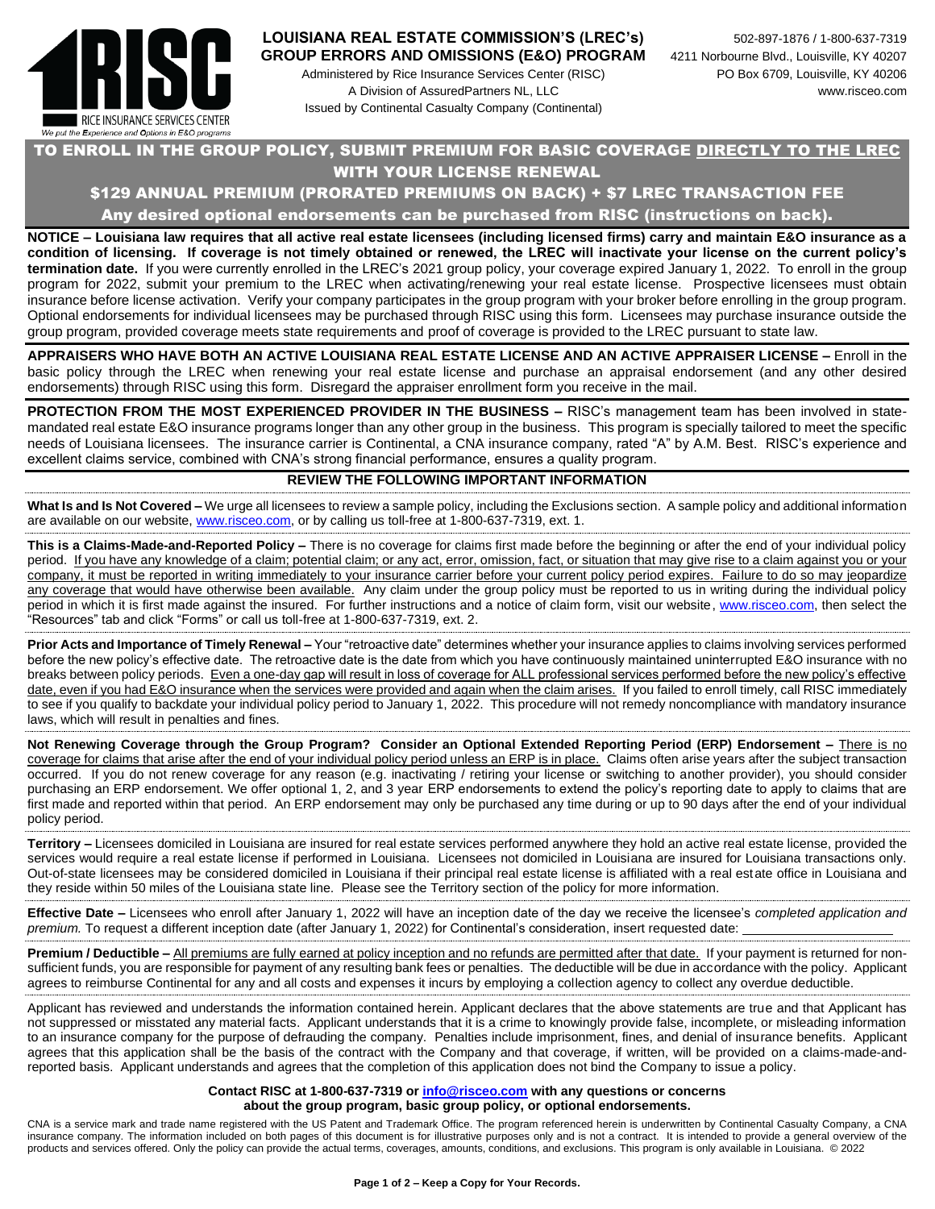RISC
RICE INSURANCE SERVICES CENTER
*We put the Experience and Options in E&O programs*

# LOUISIANA REAL ESTATE COMMISSION'S (LREC's) GROUP ERRORS AND OMISSIONS (E&O) PROGRAM

Administered by Rice Insurance Services Center (RISC)
A Division of AssuredPartners NL, LLC
Issued by Continental Casualty Company (Continental)

502-897-1876 / 1-800-637-7319
4211 Norbourne Blvd., Louisville, KY 40207
PO Box 6709, Louisville, KY 40206
www.risceo.com

## TO ENROLL IN THE GROUP POLICY, SUBMIT PREMIUM FOR BASIC COVERAGE DIRECTLY TO THE LREC WITH YOUR LICENSE RENEWAL

## $129 ANNUAL PREMIUM (PRORATED PREMIUMS ON BACK) + $7 LREC TRANSACTION FEE

**Any desired optional endorsements can be purchased from RISC (instructions on back).**

**NOTICE – Louisiana law requires that all active real estate licensees (including licensed firms) carry and maintain E&O insurance as a condition of licensing. If coverage is not timely obtained or renewed, the LREC will inactivate your license on the current policy's termination date.** If you were currently enrolled in the LREC's 2021 group policy, your coverage expired January 1, 2022. To enroll in the group program for 2022, submit your premium to the LREC when activating/renewing your real estate license. Prospective licensees must obtain insurance before license activation. Verify your company participates in the group program with your broker before enrolling in the group program. Optional endorsements for individual licensees may be purchased through RISC using this form. Licensees may purchase insurance outside the group program, provided coverage meets state requirements and proof of coverage is provided to the LREC pursuant to state law.

**APPRAISERS WHO HAVE BOTH AN ACTIVE LOUISIANA REAL ESTATE LICENSE AND AN ACTIVE APPRAISER LICENSE –** Enroll in the basic policy through the LREC when renewing your real estate license and purchase an appraisal endorsement (and any other desired endorsements) through RISC using this form. Disregard the appraiser enrollment form you receive in the mail.

**PROTECTION FROM THE MOST EXPERIENCED PROVIDER IN THE BUSINESS –** RISC's management team has been involved in state-mandated real estate E&O insurance programs longer than any other group in the business. This program is specially tailored to meet the specific needs of Louisiana licensees. The insurance carrier is Continental, a CNA insurance company, rated "A" by A.M. Best. RISC's experience and excellent claims service, combined with CNA's strong financial performance, ensures a quality program.

### REVIEW THE FOLLOWING IMPORTANT INFORMATION

**What Is and Is Not Covered –** We urge all licensees to review a sample policy, including the Exclusions section. A sample policy and additional information are available on our website, www.risceo.com, or by calling us toll-free at 1-800-637-7319, ext. 1.

**This is a Claims-Made-and-Reported Policy –** There is no coverage for claims first made before the beginning or after the end of your individual policy period. If you have any knowledge of a claim; potential claim; or any act, error, omission, fact, or situation that may give rise to a claim against you or your company, it must be reported in writing immediately to your insurance carrier before your current policy period expires. Failure to do so may jeopardize any coverage that would have otherwise been available. Any claim under the group policy must be reported to us in writing during the individual policy period in which it is first made against the insured. For further instructions and a notice of claim form, visit our website, www.risceo.com, then select the "Resources" tab and click "Forms" or call us toll-free at 1-800-637-7319, ext. 2.

**Prior Acts and Importance of Timely Renewal –** Your "retroactive date" determines whether your insurance applies to claims involving services performed before the new policy's effective date. The retroactive date is the date from which you have continuously maintained uninterrupted E&O insurance with no breaks between policy periods. Even a one-day gap will result in loss of coverage for ALL professional services performed before the new policy's effective date, even if you had E&O insurance when the services were provided and again when the claim arises. If you failed to enroll timely, call RISC immediately to see if you qualify to backdate your individual policy period to January 1, 2022. This procedure will not remedy noncompliance with mandatory insurance laws, which will result in penalties and fines.

**Not Renewing Coverage through the Group Program? Consider an Optional Extended Reporting Period (ERP) Endorsement –** There is no coverage for claims that arise after the end of your individual policy period unless an ERP is in place. Claims often arise years after the subject transaction occurred. If you do not renew coverage for any reason (e.g. inactivating / retiring your license or switching to another provider), you should consider purchasing an ERP endorsement. We offer optional 1, 2, and 3 year ERP endorsements to extend the policy's reporting date to apply to claims that are first made and reported within that period. An ERP endorsement may only be purchased any time during or up to 90 days after the end of your individual policy period.

**Territory –** Licensees domiciled in Louisiana are insured for real estate services performed anywhere they hold an active real estate license, provided the services would require a real estate license if performed in Louisiana. Licensees not domiciled in Louisiana are insured for Louisiana transactions only. Out-of-state licensees may be considered domiciled in Louisiana if their principal real estate license is affiliated with a real estate office in Louisiana and they reside within 50 miles of the Louisiana state line. Please see the Territory section of the policy for more information.

**Effective Date –** Licensees who enroll after January 1, 2022 will have an inception date of the day we receive the licensee's *completed application and premium.* To request a different inception date (after January 1, 2022) for Continental's consideration, insert requested date: ____________________

**Premium / Deductible –** All premiums are fully earned at policy inception and no refunds are permitted after that date. If your payment is returned for non-sufficient funds, you are responsible for payment of any resulting bank fees or penalties. The deductible will be due in accordance with the policy. Applicant agrees to reimburse Continental for any and all costs and expenses it incurs by employing a collection agency to collect any overdue deductible.

Applicant has reviewed and understands the information contained herein. Applicant declares that the above statements are true and that Applicant has not suppressed or misstated any material facts. Applicant understands that it is a crime to knowingly provide false, incomplete, or misleading information to an insurance company for the purpose of defrauding the company. Penalties include imprisonment, fines, and denial of insurance benefits. Applicant agrees that this application shall be the basis of the contract with the Company and that coverage, if written, will be provided on a claims-made-and-reported basis. Applicant understands and agrees that the completion of this application does not bind the Company to issue a policy.

**Contact RISC at 1-800-637-7319 or info@risceo.com with any questions or concerns about the group program, basic group policy, or optional endorsements.**

CNA is a service mark and trade name registered with the US Patent and Trademark Office. The program referenced herein is underwritten by Continental Casualty Company, a CNA insurance company. The information included on both pages of this document is for illustrative purposes only and is not a contract. It is intended to provide a general overview of the products and services offered. Only the policy can provide the actual terms, coverages, amounts, conditions, and exclusions. This program is only available in Louisiana. © 2022

**Keep a Copy for Your Records.**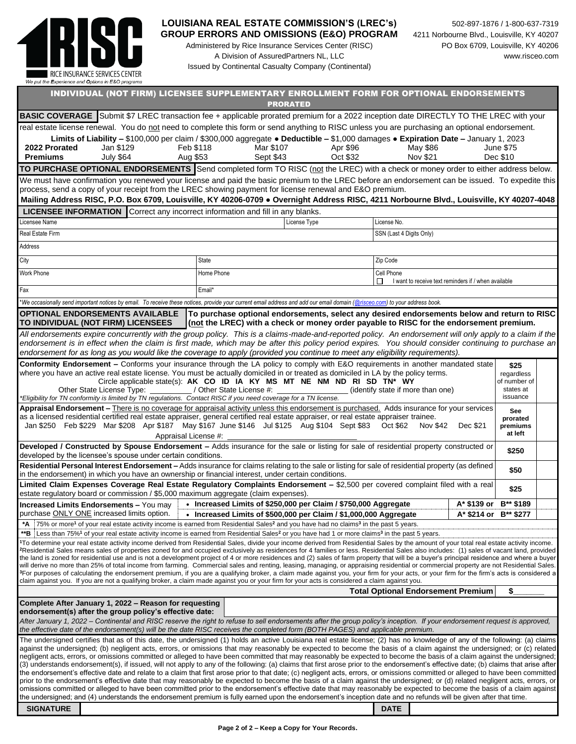RICE INSURANCE SERVICES CENTER
*We put the Experience and Options in E&O programs*

**LOUISIANA REAL ESTATE COMMISSION'S (LREC's) GROUP ERRORS AND OMISSIONS (E&O) PROGRAM**
Administered by Rice Insurance Services Center (RISC)
A Division of AssuredPartners NL, LLC
Issued by Continental Casualty Company (Continental)

502-897-1876 / 1-800-637-7319
4211 Norbourne Blvd., Louisville, KY 40207
PO Box 6709, Louisville, KY 40206
www.risceo.com

# INDIVIDUAL (NOT FIRM) LICENSEE SUPPLEMENTARY ENROLLMENT FORM FOR OPTIONAL ENDORSEMENTS PRORATED

**BASIC COVERAGE** Submit $7 LREC transaction fee + applicable prorated premium for a 2022 inception date DIRECTLY TO THE LREC with your real estate license renewal. You do not need to complete this form or send anything to RISC unless you are purchasing an optional endorsement.

**Limits of Liability –** $100,000 per claim / $300,000 aggregate ● **Deductible –** $1,000 damages ● **Expiration Date –** January 1, 2023

| | | | | | | |
|---|---|---|---|---|---|---|
| **2022 Prorated** | Jan $129 | Feb $118 | Mar $107 | Apr $96 | May $86 | June $75 |
| **Premiums** | July $64 | Aug $53 | Sept $43 | Oct $32 | Nov $21 | Dec $10 |

**TO PURCHASE OPTIONAL ENDORSEMENTS** Send completed form TO RISC (not the LREC) with a check or money order to either address below.

We must have confirmation you renewed your license and paid the basic premium to the LREC before an endorsement can be issued. To expedite this process, send a copy of your receipt from the LREC showing payment for license renewal and E&O premium.

**Mailing Address RISC, P.O. Box 6709, Louisville, KY 40206-0709 ● Overnight Address RISC, 4211 Norbourne Blvd., Louisville, KY 40207-4048**

**LICENSEE INFORMATION** Correct any incorrect information and fill in any blanks.

| | | |
|---|---|---|
| Licensee Name | License Type | License No. |
| Real Estate Firm | | SSN (Last 4 Digits Only) |
| Address | | |
| City | State | Zip Code |
| Work Phone | Home Phone | Cell Phone ☐ I want to receive text reminders if / when available |
| Fax | Email* | |

*\*We occasionally send important notices by email. To receive these notices, provide your current email address and add our email domain (@risceo.com) to your address book.*

**OPTIONAL ENDORSEMENTS AVAILABLE TO INDIVIDUAL (NOT FIRM) LICENSEES**

**To purchase optional endorsements, select any desired endorsements below and return to RISC (not the LREC) with a check or money order payable to RISC for the endorsement premium.**

*All endorsements expire concurrently with the group policy. This is a claims-made-and-reported policy. An endorsement will only apply to a claim if the endorsement is in effect when the claim is first made, which may be after this policy period expires. You should consider continuing to purchase an endorsement for as long as you would like the coverage to apply (provided you continue to meet any eligibility requirements).*

| Endorsement | Premium | |
|---|---|---|
| **Conformity Endorsement –** Conforms your insurance through the LA policy to comply with E&O requirements in another mandated state where you have an active real estate license. You must be actually domiciled in or treated as domiciled in LA by the policy terms. Circle applicable state(s): **AK CO ID IA KY MS MT NE NM ND RI SD TN\* WY** Other State License Type: ________ / Other State License #: ____________ (identify state if more than one) *\*Eligibility for TN conformity is limited by TN regulations. Contact RISC if you need coverage for a TN license.* | **$25** regardless of number of states at issuance | |
| **Appraisal Endorsement –** There is no coverage for appraisal activity unless this endorsement is purchased. Adds insurance for your services as a licensed residential certified real estate appraiser, general certified real estate appraiser, or real estate appraiser trainee. Jan $250 Feb $229 Mar $208 Apr $187 May $167 June $146 Jul $125 Aug $104 Sept $83 Oct $62 Nov $42 Dec $21 Appraisal License #: ____________ | **See prorated premiums at left** | |
| **Developed / Constructed by Spouse Endorsement –** Adds insurance for the sale or listing for sale of residential property constructed or developed by the licensee's spouse under certain conditions. | **$250** | |
| **Residential Personal Interest Endorsement –** Adds insurance for claims relating to the sale or listing for sale of residential property (as defined in the endorsement) in which you have an ownership or financial interest, under certain conditions. | **$50** | |
| **Limited Claim Expenses Coverage Real Estate Regulatory Complaints Endorsement –** $2,500 per covered complaint filed with a real estate regulatory board or commission / $5,000 maximum aggregate (claim expenses). | **$25** | |

| | | | |
|---|---|---|---|
| **Increased Limits Endorsements –** You may purchase ONLY ONE increased limits option. | • **Increased Limits of $250,000 per Claim / $750,000 Aggregate** | **A\* $139 or** | **B\*\* $189** |
| | • **Increased Limits of $500,000 per Claim / $1,000,000 Aggregate** | **A\* $214 or** | **B\*\* $277** |

**\*A** 75% or more[1] of your real estate activity income is earned from Residential Sales[2] and you have had no claims[3] in the past 5 years.

**\*\*B** Less than 75%[1] of your real estate activity income is earned from Residential Sales[2] or you have had 1 or more claims[3] in the past 5 years.

[1]To determine your real estate activity income derived from Residential Sales, divide your income derived from Residential Sales by the amount of your total real estate activity income.
[2]Residential Sales means sales of properties zoned for and occupied exclusively as residences for 4 families or less. Residential Sales also includes: (1) sales of vacant land, provided the land is zoned for residential use and is not a development project of 4 or more residences and (2) sales of farm property that will be a buyer's principal residence and where a buyer will derive no more than 25% of total income from farming. Commercial sales and renting, leasing, managing, or appraising residential or commercial property are not Residential Sales.
[3]For purposes of calculating the endorsement premium, if you are a qualifying broker, a claim made against you, your firm for your acts, or your firm for the firm's acts is considered a claim against you. If you are not a qualifying broker, a claim made against you or your firm for your acts is considered a claim against you.

**Total Optional Endorsement Premium** **$______**

**Complete After January 1, 2022 – Reason for requesting endorsement(s) after the group policy's effective date:**

*After January 1, 2022 – Continental and RISC reserve the right to refuse to sell endorsements after the group policy's inception. If your endorsement request is approved, the effective date of the endorsement(s) will be the date RISC receives the completed form (BOTH PAGES) and applicable premium.*

The undersigned certifies that as of this date, the undersigned (1) holds an active Louisiana real estate license; (2) has no knowledge of any of the following: (a) claims against the undersigned; (b) negligent acts, errors, or omissions that may reasonably be expected to become the basis of a claim against the undersigned; or (c) related negligent acts, errors, or omissions committed or alleged to have been committed that may reasonably be expected to become the basis of a claim against the undersigned; (3) understands endorsement(s), if issued, will not apply to any of the following: (a) claims that first arose prior to the endorsement's effective date; (b) claims that arise after the endorsement's effective date and relate to a claim that first arose prior to that date; (c) negligent acts, errors, or omissions committed or alleged to have been committed prior to the endorsement's effective date that may reasonably be expected to become the basis of a claim against the undersigned; or (d) related negligent acts, errors, or omissions committed or alleged to have been committed prior to the endorsement's effective date that may reasonably be expected to become the basis of a claim against the undersigned; and (4) understands the endorsement premium is fully earned upon the endorsement's inception date and no refunds will be given after that time.

| | | | |
|---|---|---|---|
| **SIGNATURE** | | **DATE** | |

**Page 2 of 2 – Keep a Copy for Your Records.**